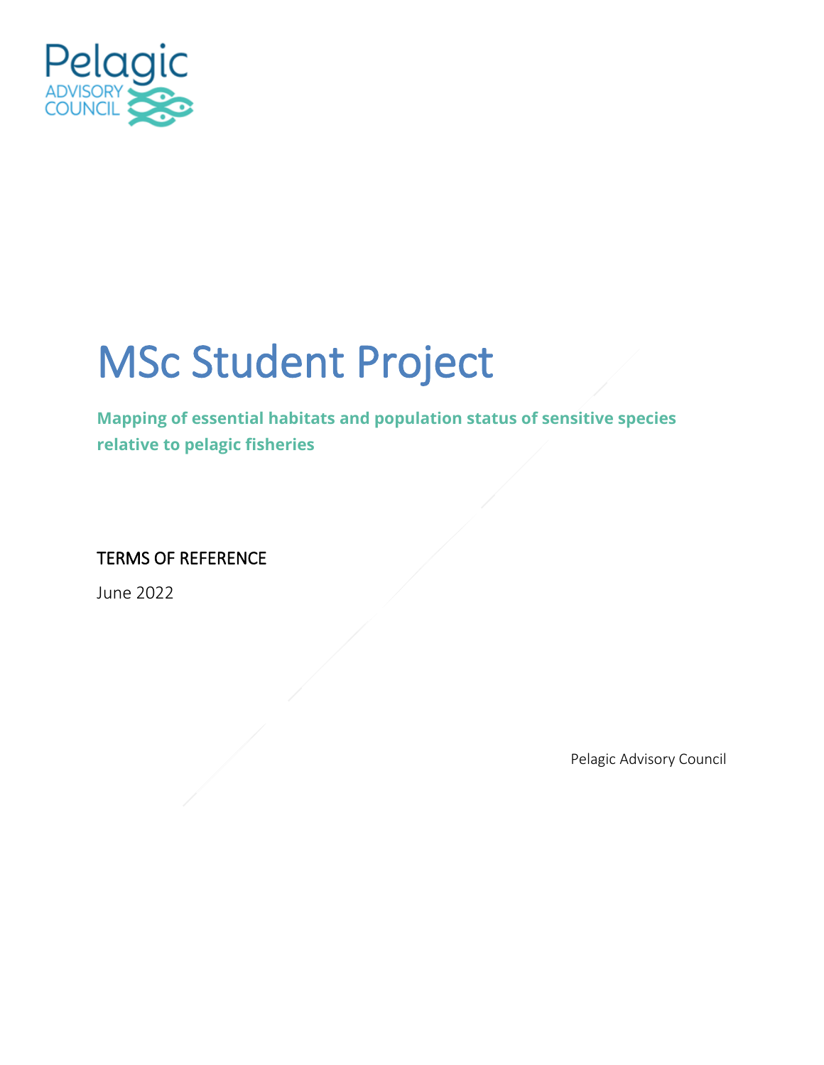Pelagic ADVISORY COUNCIL

# MSc Student Project

**Mapping of essential habitats and population status of sensitive species relative to pelagic fisheries**

## TERMS OF REFERENCE

June 2022

Pelagic Advisory Council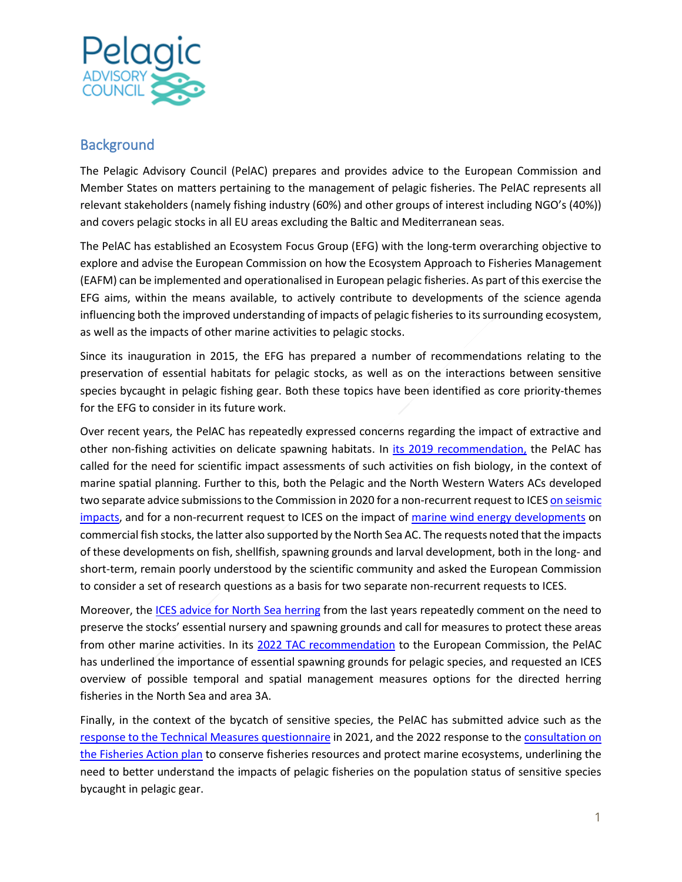## Background

The Pelagic Advisory Council (PelAC) prepares and provides advice to the European Commission and Member States on matters pertaining to the management of pelagic fisheries. The PelAC represents all relevant stakeholders (namely fishing industry (60%) and other groups of interest including NGO's (40%)) and covers pelagic stocks in all EU areas excluding the Baltic and Mediterranean seas.

The PelAC has established an Ecosystem Focus Group (EFG) with the long-term overarching objective to explore and advise the European Commission on how the Ecosystem Approach to Fisheries Management (EAFM) can be implemented and operationalised in European pelagic fisheries. As part of this exercise the EFG aims, within the means available, to actively contribute to developments of the science agenda influencing both the improved understanding of impacts of pelagic fisheries to its surrounding ecosystem, as well as the impacts of other marine activities to pelagic stocks.

Since its inauguration in 2015, the EFG has prepared a number of recommendations relating to the preservation of essential habitats for pelagic stocks, as well as on the interactions between sensitive species bycaught in pelagic fishing gear. Both these topics have been identified as core priority-themes for the EFG to consider in its future work.

Over recent years, the PelAC has repeatedly expressed concerns regarding the impact of extractive and other non-fishing activities on delicate spawning habitats. In its 2019 recommendation, the PelAC has called for the need for scientific impact assessments of such activities on fish biology, in the context of marine spatial planning. Further to this, both the Pelagic and the North Western Waters ACs developed two separate advice submissions to the Commission in 2020 for a non-recurrent request to ICES on seismic impacts, and for a non-recurrent request to ICES on the impact of marine wind energy developments on commercial fish stocks, the latter also supported by the North Sea AC. The requests noted that the impacts of these developments on fish, shellfish, spawning grounds and larval development, both in the long- and short-term, remain poorly understood by the scientific community and asked the European Commission to consider a set of research questions as a basis for two separate non-recurrent requests to ICES.

Moreover, the ICES advice for North Sea herring from the last years repeatedly comment on the need to preserve the stocks' essential nursery and spawning grounds and call for measures to protect these areas from other marine activities. In its 2022 TAC recommendation to the European Commission, the PelAC has underlined the importance of essential spawning grounds for pelagic species, and requested an ICES overview of possible temporal and spatial management measures options for the directed herring fisheries in the North Sea and area 3A.

Finally, in the context of the bycatch of sensitive species, the PelAC has submitted advice such as the response to the Technical Measures questionnaire in 2021, and the 2022 response to the consultation on the Fisheries Action plan to conserve fisheries resources and protect marine ecosystems, underlining the need to better understand the impacts of pelagic fisheries on the population status of sensitive species bycaught in pelagic gear.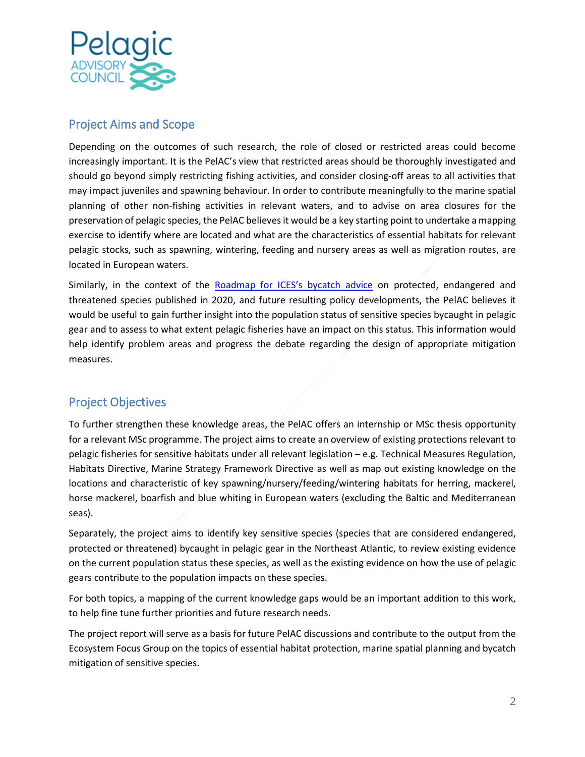## Project Aims and Scope

Depending on the outcomes of such research, the role of closed or restricted areas could become increasingly important. It is the PelAC's view that restricted areas should be thoroughly investigated and should go beyond simply restricting fishing activities, and consider closing-off areas to all activities that may impact juveniles and spawning behaviour. In order to contribute meaningfully to the marine spatial planning of other non-fishing activities in relevant waters, and to advise on area closures for the preservation of pelagic species, the PelAC believes it would be a key starting point to undertake a mapping exercise to identify where are located and what are the characteristics of essential habitats for relevant pelagic stocks, such as spawning, wintering, feeding and nursery areas as well as migration routes, are located in European waters.

Similarly, in the context of the Roadmap for ICES's bycatch advice on protected, endangered and threatened species published in 2020, and future resulting policy developments, the PelAC believes it would be useful to gain further insight into the population status of sensitive species bycaught in pelagic gear and to assess to what extent pelagic fisheries have an impact on this status. This information would help identify problem areas and progress the debate regarding the design of appropriate mitigation measures.

## Project Objectives

To further strengthen these knowledge areas, the PelAC offers an internship or MSc thesis opportunity for a relevant MSc programme. The project aims to create an overview of existing protections relevant to pelagic fisheries for sensitive habitats under all relevant legislation – e.g. Technical Measures Regulation, Habitats Directive, Marine Strategy Framework Directive as well as map out existing knowledge on the locations and characteristic of key spawning/nursery/feeding/wintering habitats for herring, mackerel, horse mackerel, boarfish and blue whiting in European waters (excluding the Baltic and Mediterranean seas).

Separately, the project aims to identify key sensitive species (species that are considered endangered, protected or threatened) bycaught in pelagic gear in the Northeast Atlantic, to review existing evidence on the current population status these species, as well as the existing evidence on how the use of pelagic gears contribute to the population impacts on these species.

For both topics, a mapping of the current knowledge gaps would be an important addition to this work, to help fine tune further priorities and future research needs.

The project report will serve as a basis for future PelAC discussions and contribute to the output from the Ecosystem Focus Group on the topics of essential habitat protection, marine spatial planning and bycatch mitigation of sensitive species.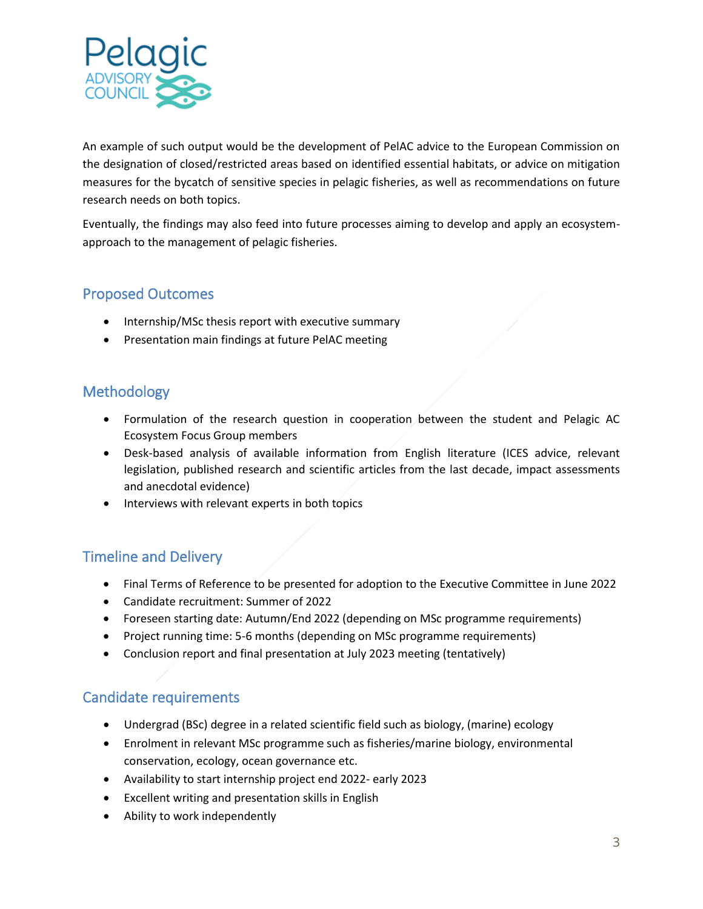An example of such output would be the development of PelAC advice to the European Commission on the designation of closed/restricted areas based on identified essential habitats, or advice on mitigation measures for the bycatch of sensitive species in pelagic fisheries, as well as recommendations on future research needs on both topics.

Eventually, the findings may also feed into future processes aiming to develop and apply an ecosystem-approach to the management of pelagic fisheries.

## Proposed Outcomes

- Internship/MSc thesis report with executive summary
- Presentation main findings at future PelAC meeting

## Methodology

- Formulation of the research question in cooperation between the student and Pelagic AC Ecosystem Focus Group members
- Desk-based analysis of available information from English literature (ICES advice, relevant legislation, published research and scientific articles from the last decade, impact assessments and anecdotal evidence)
- Interviews with relevant experts in both topics

## Timeline and Delivery

- Final Terms of Reference to be presented for adoption to the Executive Committee in June 2022
- Candidate recruitment: Summer of 2022
- Foreseen starting date: Autumn/End 2022 (depending on MSc programme requirements)
- Project running time: 5-6 months (depending on MSc programme requirements)
- Conclusion report and final presentation at July 2023 meeting (tentatively)

## Candidate requirements

- Undergrad (BSc) degree in a related scientific field such as biology, (marine) ecology
- Enrolment in relevant MSc programme such as fisheries/marine biology, environmental conservation, ecology, ocean governance etc.
- Availability to start internship project end 2022- early 2023
- Excellent writing and presentation skills in English
- Ability to work independently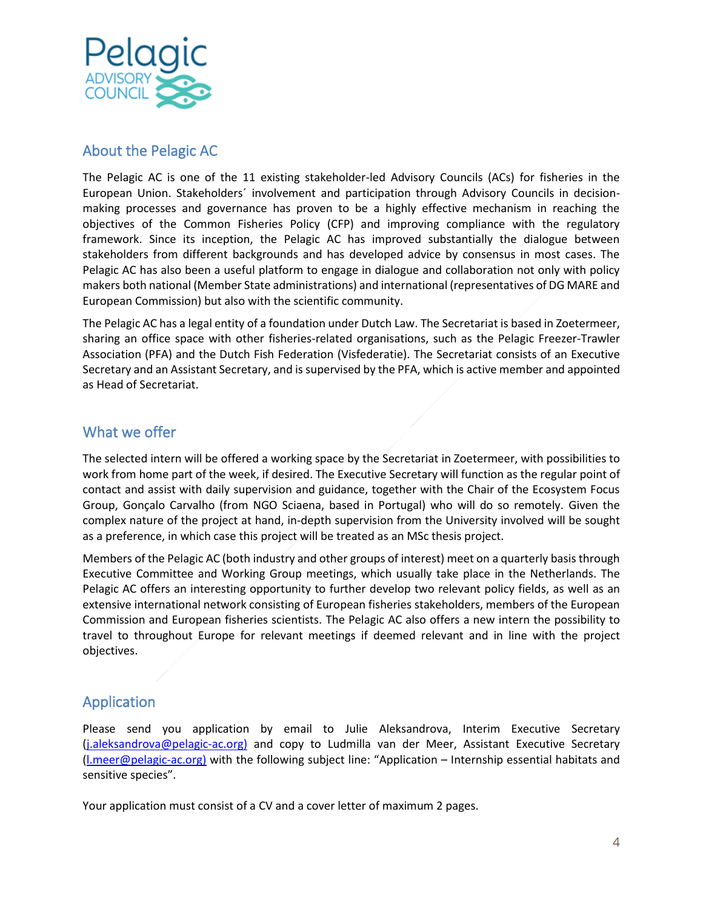## About the Pelagic AC

The Pelagic AC is one of the 11 existing stakeholder-led Advisory Councils (ACs) for fisheries in the European Union. Stakeholders´ involvement and participation through Advisory Councils in decision-making processes and governance has proven to be a highly effective mechanism in reaching the objectives of the Common Fisheries Policy (CFP) and improving compliance with the regulatory framework. Since its inception, the Pelagic AC has improved substantially the dialogue between stakeholders from different backgrounds and has developed advice by consensus in most cases. The Pelagic AC has also been a useful platform to engage in dialogue and collaboration not only with policy makers both national (Member State administrations) and international (representatives of DG MARE and European Commission) but also with the scientific community.

The Pelagic AC has a legal entity of a foundation under Dutch Law. The Secretariat is based in Zoetermeer, sharing an office space with other fisheries-related organisations, such as the Pelagic Freezer-Trawler Association (PFA) and the Dutch Fish Federation (Visfederatie). The Secretariat consists of an Executive Secretary and an Assistant Secretary, and is supervised by the PFA, which is active member and appointed as Head of Secretariat.

## What we offer

The selected intern will be offered a working space by the Secretariat in Zoetermeer, with possibilities to work from home part of the week, if desired. The Executive Secretary will function as the regular point of contact and assist with daily supervision and guidance, together with the Chair of the Ecosystem Focus Group, Gonçalo Carvalho (from NGO Sciaena, based in Portugal) who will do so remotely. Given the complex nature of the project at hand, in-depth supervision from the University involved will be sought as a preference, in which case this project will be treated as an MSc thesis project.

Members of the Pelagic AC (both industry and other groups of interest) meet on a quarterly basis through Executive Committee and Working Group meetings, which usually take place in the Netherlands. The Pelagic AC offers an interesting opportunity to further develop two relevant policy fields, as well as an extensive international network consisting of European fisheries stakeholders, members of the European Commission and European fisheries scientists. The Pelagic AC also offers a new intern the possibility to travel to throughout Europe for relevant meetings if deemed relevant and in line with the project objectives.

## Application

Please send you application by email to Julie Aleksandrova, Interim Executive Secretary (j.aleksandrova@pelagic-ac.org) and copy to Ludmilla van der Meer, Assistant Executive Secretary (l.meer@pelagic-ac.org) with the following subject line: "Application – Internship essential habitats and sensitive species".

Your application must consist of a CV and a cover letter of maximum 2 pages.